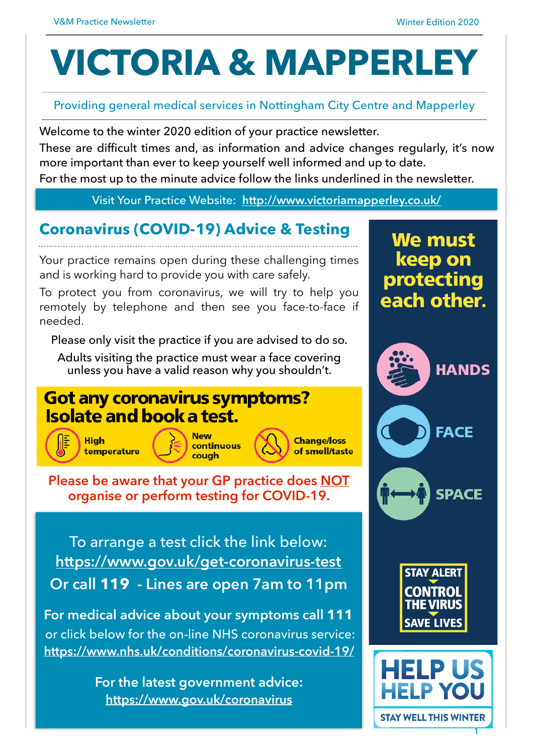# VICTORIA & MAPPERLEY

Providing general medical services in Nottingham City Centre and Mapperley

Welcome to the winter 2020 edition of your practice newsletter.

These are difficult times and, as information and advice changes regularly, it's now more important than ever to keep yourself well informed and up to date.

For the most up to the minute advice follow the links underlined in the newsletter.

Visit Your Practice Website: http://www.victoriamapperley.co.uk/

## Coronavirus (COVID-19) Advice & Testing

Your practice remains open during these challenging times and is working hard to provide you with care safely.

To protect you from coronavirus, we will try to help you remotely by telephone and then see you face-to-face if needed.

Please only visit the practice if you are advised to do so.

Adults visiting the practice must wear a face covering unless you have a valid reason why you shouldn't.

### Got any coronavirus symptoms? Isolate and book a test.

- High temperature
- New continuous cough
- Change/loss of smell/taste

**Please be aware that your GP practice does NOT organise or perform testing for COVID-19.**

To arrange a test click the link below:
https://www.gov.uk/get-coronavirus-test

Or call **119** - Lines are open 7am to 11pm

**For medical advice about your symptoms call 111**
or click below for the on-line NHS coronavirus service:
https://www.nhs.uk/conditions/coronavirus-covid-19/

**For the latest government advice:**
https://www.gov.uk/coronavirus

**We must keep on protecting each other.**

- **HANDS**
- **FACE**
- **SPACE**

STAY ALERT
CONTROL THE VIRUS
SAVE LIVES

**HELP US HELP YOU**
STAY WELL THIS WINTER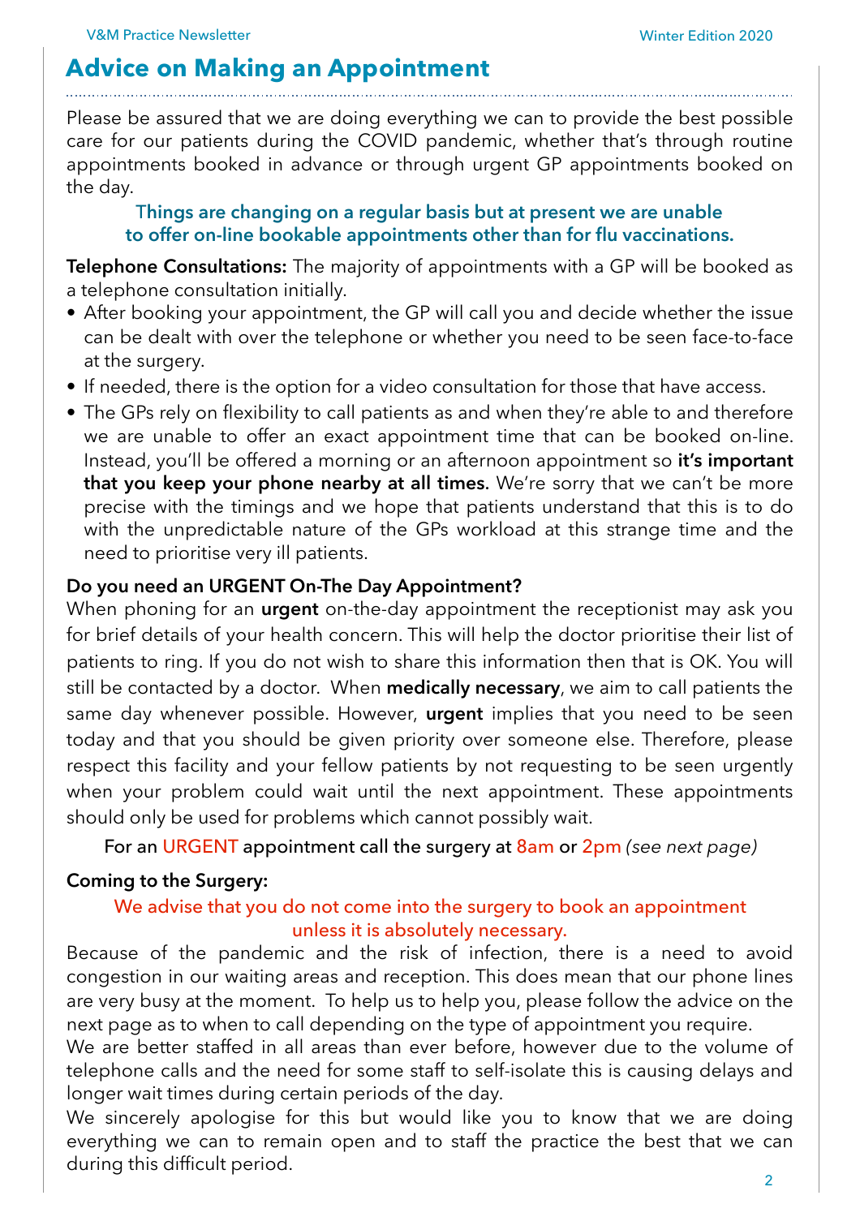## Advice on Making an Appointment

Please be assured that we are doing everything we can to provide the best possible care for our patients during the COVID pandemic, whether that's through routine appointments booked in advance or through urgent GP appointments booked on the day.

**Things are changing on a regular basis but at present we are unable to offer on-line bookable appointments other than for flu vaccinations.**

**Telephone Consultations:** The majority of appointments with a GP will be booked as a telephone consultation initially.

- After booking your appointment, the GP will call you and decide whether the issue can be dealt with over the telephone or whether you need to be seen face-to-face at the surgery.
- If needed, there is the option for a video consultation for those that have access.
- The GPs rely on flexibility to call patients as and when they're able to and therefore we are unable to offer an exact appointment time that can be booked on-line. Instead, you'll be offered a morning or an afternoon appointment so **it's important that you keep your phone nearby at all times.** We're sorry that we can't be more precise with the timings and we hope that patients understand that this is to do with the unpredictable nature of the GPs workload at this strange time and the need to prioritise very ill patients.

**Do you need an URGENT On-The Day Appointment?**

When phoning for an **urgent** on-the-day appointment the receptionist may ask you for brief details of your health concern. This will help the doctor prioritise their list of patients to ring. If you do not wish to share this information then that is OK. You will still be contacted by a doctor. When **medically necessary**, we aim to call patients the same day whenever possible. However, **urgent** implies that you need to be seen today and that you should be given priority over someone else. Therefore, please respect this facility and your fellow patients by not requesting to be seen urgently when your problem could wait until the next appointment. These appointments should only be used for problems which cannot possibly wait.

For an URGENT appointment call the surgery at 8am or 2pm *(see next page)*

**Coming to the Surgery:**

We advise that you do not come into the surgery to book an appointment unless it is absolutely necessary.

Because of the pandemic and the risk of infection, there is a need to avoid congestion in our waiting areas and reception. This does mean that our phone lines are very busy at the moment. To help us to help you, please follow the advice on the next page as to when to call depending on the type of appointment you require.

We are better staffed in all areas than ever before, however due to the volume of telephone calls and the need for some staff to self-isolate this is causing delays and longer wait times during certain periods of the day.

We sincerely apologise for this but would like you to know that we are doing everything we can to remain open and to staff the practice the best that we can during this difficult period.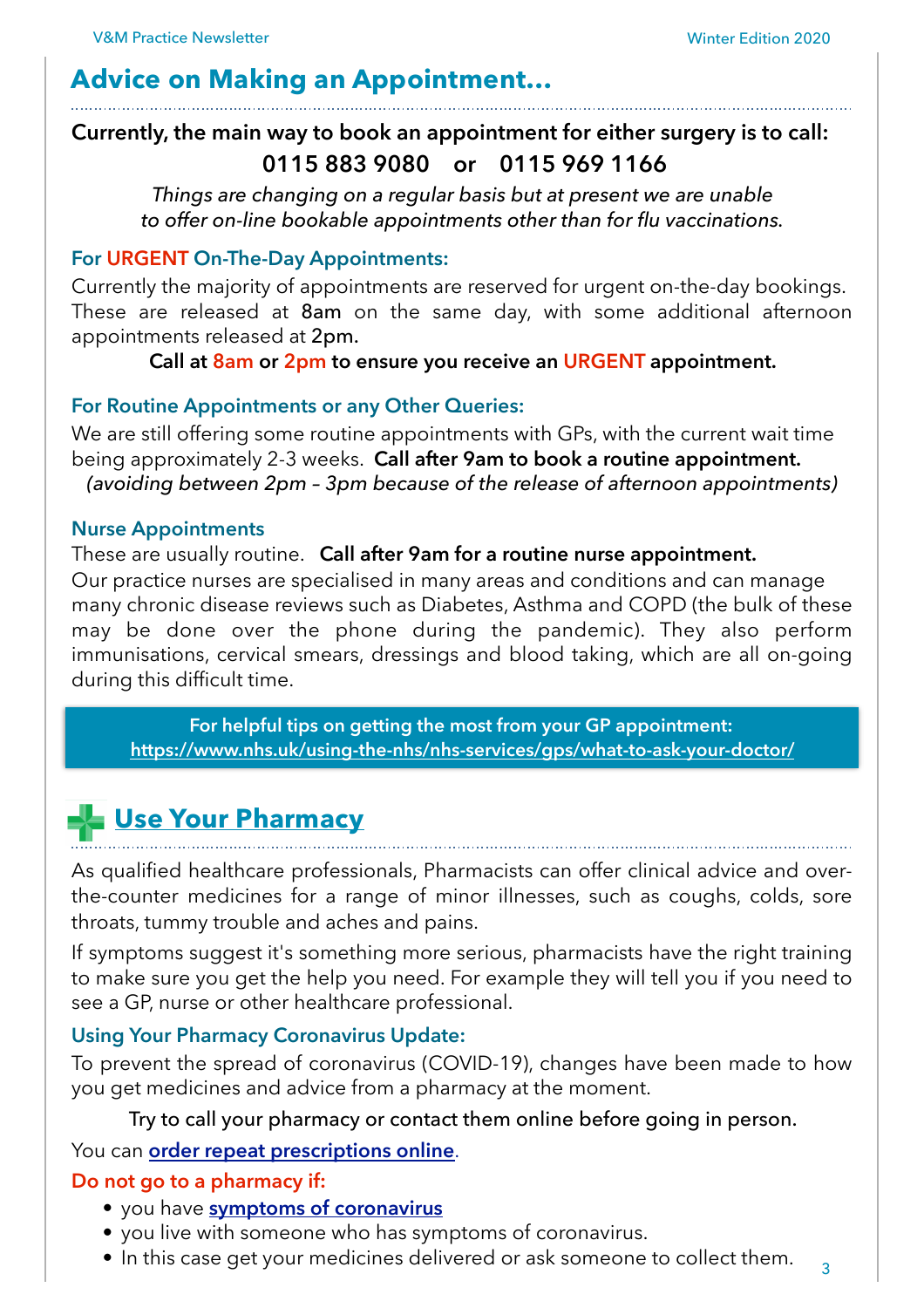## Advice on Making an Appointment…

**Currently, the main way to book an appointment for either surgery is to call:**

**0115 883 9080 or 0115 969 1166**

*Things are changing on a regular basis but at present we are unable to offer on-line bookable appointments other than for flu vaccinations.*

### For URGENT On-The-Day Appointments:

Currently the majority of appointments are reserved for urgent on-the-day bookings. These are released at **8am** on the same day, with some additional afternoon appointments released at **2pm.**

**Call at 8am or 2pm to ensure you receive an URGENT appointment.**

### For Routine Appointments or any Other Queries:

We are still offering some routine appointments with GPs, with the current wait time being approximately 2-3 weeks. **Call after 9am to book a routine appointment.** *(avoiding between 2pm – 3pm because of the release of afternoon appointments)*

### Nurse Appointments

These are usually routine. **Call after 9am for a routine nurse appointment.**

Our practice nurses are specialised in many areas and conditions and can manage many chronic disease reviews such as Diabetes, Asthma and COPD (the bulk of these may be done over the phone during the pandemic). They also perform immunisations, cervical smears, dressings and blood taking, which are all on-going during this difficult time.

**For helpful tips on getting the most from your GP appointment:**
**https://www.nhs.uk/using-the-nhs/nhs-services/gps/what-to-ask-your-doctor/**

## Use Your Pharmacy

As qualified healthcare professionals, Pharmacists can offer clinical advice and over-the-counter medicines for a range of minor illnesses, such as coughs, colds, sore throats, tummy trouble and aches and pains.

If symptoms suggest it's something more serious, pharmacists have the right training to make sure you get the help you need. For example they will tell you if you need to see a GP, nurse or other healthcare professional.

### Using Your Pharmacy Coronavirus Update:

To prevent the spread of coronavirus (COVID-19), changes have been made to how you get medicines and advice from a pharmacy at the moment.

**Try to call your pharmacy or contact them online before going in person.**

You can **order repeat prescriptions online**.

**Do not go to a pharmacy if:**

- you have **symptoms of coronavirus**
- you live with someone who has symptoms of coronavirus.
- In this case get your medicines delivered or ask someone to collect them.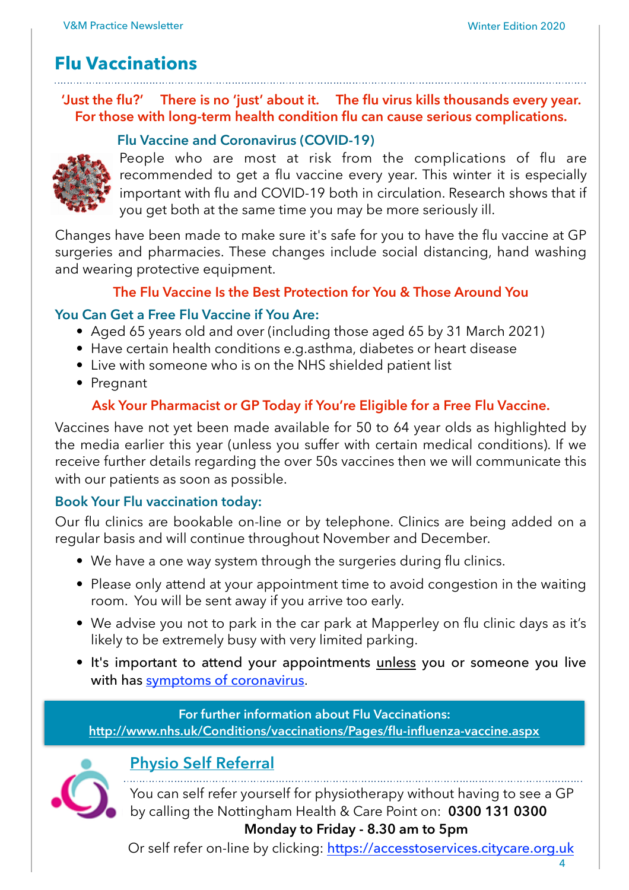# Flu Vaccinations

**'Just the flu?' There is no 'just' about it. The flu virus kills thousands every year. For those with long-term health condition flu can cause serious complications.**

### Flu Vaccine and Coronavirus (COVID-19)

People who are most at risk from the complications of flu are recommended to get a flu vaccine every year. This winter it is especially important with flu and COVID-19 both in circulation. Research shows that if you get both at the same time you may be more seriously ill.

Changes have been made to make sure it's safe for you to have the flu vaccine at GP surgeries and pharmacies. These changes include social distancing, hand washing and wearing protective equipment.

**The Flu Vaccine Is the Best Protection for You & Those Around You**

### You Can Get a Free Flu Vaccine if You Are:

- Aged 65 years old and over (including those aged 65 by 31 March 2021)
- Have certain health conditions e.g.asthma, diabetes or heart disease
- Live with someone who is on the NHS shielded patient list
- Pregnant

**Ask Your Pharmacist or GP Today if You're Eligible for a Free Flu Vaccine.**

Vaccines have not yet been made available for 50 to 64 year olds as highlighted by the media earlier this year (unless you suffer with certain medical conditions). If we receive further details regarding the over 50s vaccines then we will communicate this with our patients as soon as possible.

### Book Your Flu vaccination today:

Our flu clinics are bookable on-line or by telephone. Clinics are being added on a regular basis and will continue throughout November and December.

- We have a one way system through the surgeries during flu clinics.
- Please only attend at your appointment time to avoid congestion in the waiting room. You will be sent away if you arrive too early.
- We advise you not to park in the car park at Mapperley on flu clinic days as it's likely to be extremely busy with very limited parking.
- It's important to attend your appointments unless you or someone you live with has symptoms of coronavirus.

**For further information about Flu Vaccinations:**
**http://www.nhs.uk/Conditions/vaccinations/Pages/flu-influenza-vaccine.aspx**

# Physio Self Referral

You can self refer yourself for physiotherapy without having to see a GP by calling the Nottingham Health & Care Point on: **0300 131 0300**

**Monday to Friday - 8.30 am to 5pm**

Or self refer on-line by clicking: https://accesstoservices.citycare.org.uk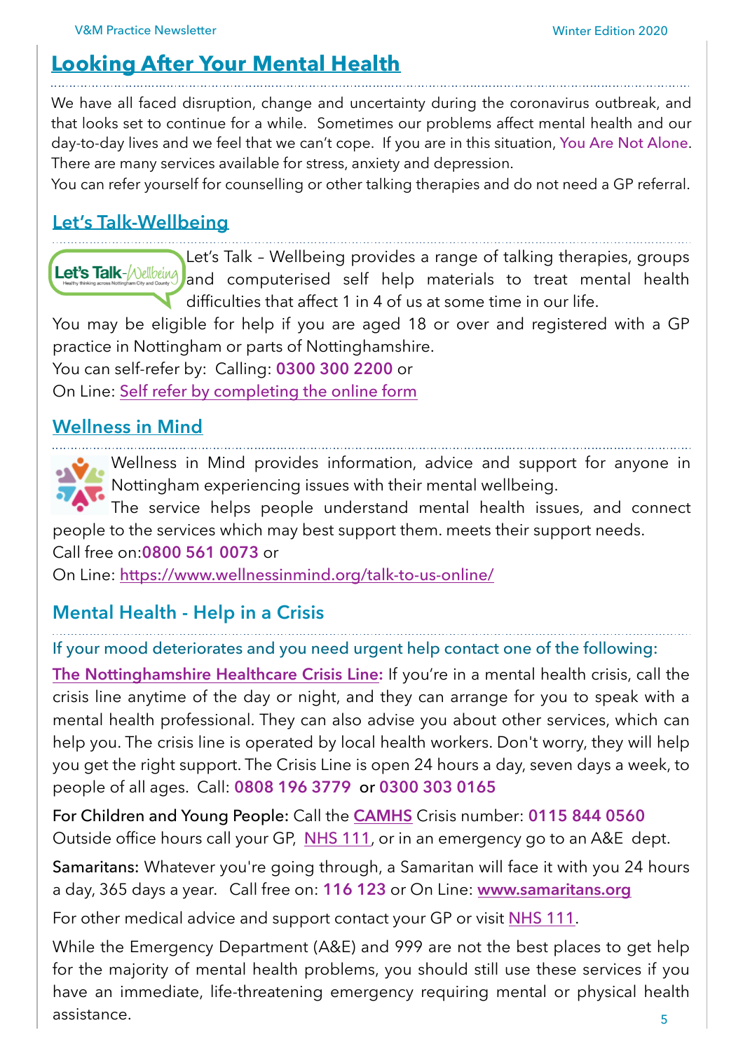## Looking After Your Mental Health

We have all faced disruption, change and uncertainty during the coronavirus outbreak, and that looks set to continue for a while. Sometimes our problems affect mental health and our day-to-day lives and we feel that we can't cope. If you are in this situation, You Are Not Alone. There are many services available for stress, anxiety and depression.

You can refer yourself for counselling or other talking therapies and do not need a GP referral.

### Let's Talk-Wellbeing

Let's Talk – Wellbeing provides a range of talking therapies, groups and computerised self help materials to treat mental health difficulties that affect 1 in 4 of us at some time in our life.

You may be eligible for help if you are aged 18 or over and registered with a GP practice in Nottingham or parts of Nottinghamshire.

You can self-refer by: Calling: **0300 300 2200** or

On Line: Self refer by completing the online form

### Wellness in Mind

Wellness in Mind provides information, advice and support for anyone in Nottingham experiencing issues with their mental wellbeing.

The service helps people understand mental health issues, and connect people to the services which may best support them. meets their support needs.

Call free on:**0800 561 0073** or

On Line: https://www.wellnessinmind.org/talk-to-us-online/

### Mental Health - Help in a Crisis

If your mood deteriorates and you need urgent help contact one of the following:

The Nottinghamshire Healthcare Crisis Line: If you're in a mental health crisis, call the crisis line anytime of the day or night, and they can arrange for you to speak with a mental health professional. They can also advise you about other services, which can help you. The crisis line is operated by local health workers. Don't worry, they will help you get the right support. The Crisis Line is open 24 hours a day, seven days a week, to people of all ages. Call: **0808 196 3779** or **0300 303 0165**

For Children and Young People: Call the CAMHS Crisis number: **0115 844 0560**
Outside office hours call your GP, NHS 111, or in an emergency go to an A&E dept.

Samaritans: Whatever you're going through, a Samaritan will face it with you 24 hours a day, 365 days a year. Call free on: **116 123** or On Line: www.samaritans.org

For other medical advice and support contact your GP or visit NHS 111.

While the Emergency Department (A&E) and 999 are not the best places to get help for the majority of mental health problems, you should still use these services if you have an immediate, life-threatening emergency requiring mental or physical health assistance.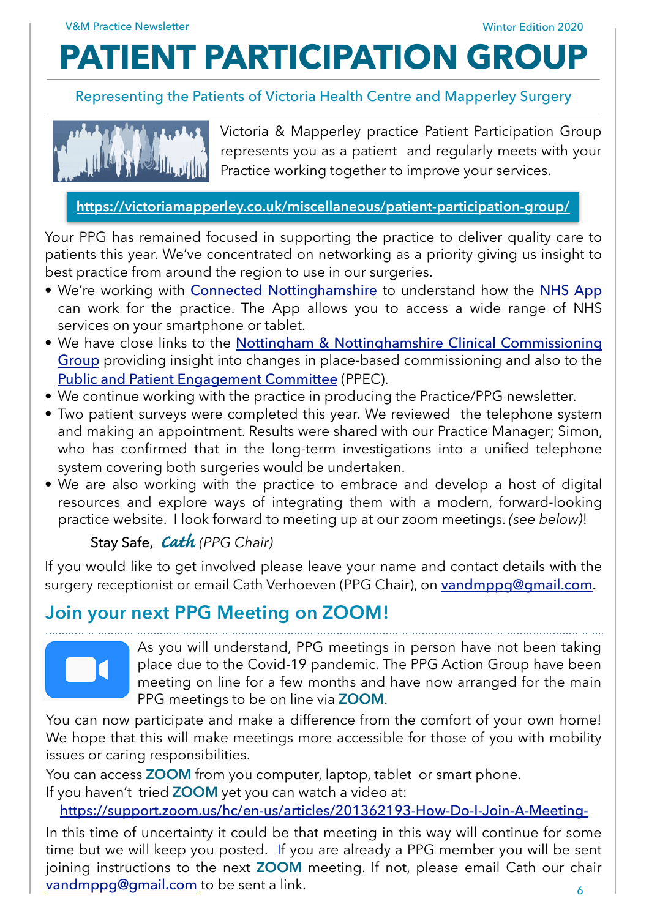# PATIENT PARTICIPATION GROUP

Representing the Patients of Victoria Health Centre and Mapperley Surgery

Victoria & Mapperley practice Patient Participation Group represents you as a patient and regularly meets with your Practice working together to improve your services.

https://victoriamapperley.co.uk/miscellaneous/patient-participation-group/

Your PPG has remained focused in supporting the practice to deliver quality care to patients this year. We've concentrated on networking as a priority giving us insight to best practice from around the region to use in our surgeries.

- We're working with Connected Nottinghamshire to understand how the NHS App can work for the practice. The App allows you to access a wide range of NHS services on your smartphone or tablet.
- We have close links to the Nottingham & Nottinghamshire Clinical Commissioning Group providing insight into changes in place-based commissioning and also to the Public and Patient Engagement Committee (PPEC).
- We continue working with the practice in producing the Practice/PPG newsletter.
- Two patient surveys were completed this year. We reviewed the telephone system and making an appointment. Results were shared with our Practice Manager; Simon, who has confirmed that in the long-term investigations into a unified telephone system covering both surgeries would be undertaken.
- We are also working with the practice to embrace and develop a host of digital resources and explore ways of integrating them with a modern, forward-looking practice website. I look forward to meeting up at our zoom meetings. *(see below)*!

Stay Safe, *Cath* *(PPG Chair)*

If you would like to get involved please leave your name and contact details with the surgery receptionist or email Cath Verhoeven (PPG Chair), on vandmppg@gmail.com.

## Join your next PPG Meeting on ZOOM!

As you will understand, PPG meetings in person have not been taking place due to the Covid-19 pandemic. The PPG Action Group have been meeting on line for a few months and have now arranged for the main PPG meetings to be on line via **ZOOM**.

You can now participate and make a difference from the comfort of your own home! We hope that this will make meetings more accessible for those of you with mobility issues or caring responsibilities.

You can access **ZOOM** from you computer, laptop, tablet or smart phone.

If you haven't tried **ZOOM** yet you can watch a video at:

https://support.zoom.us/hc/en-us/articles/201362193-How-Do-I-Join-A-Meeting-

In this time of uncertainty it could be that meeting in this way will continue for some time but we will keep you posted. If you are already a PPG member you will be sent joining instructions to the next **ZOOM** meeting. If not, please email Cath our chair vandmppg@gmail.com to be sent a link.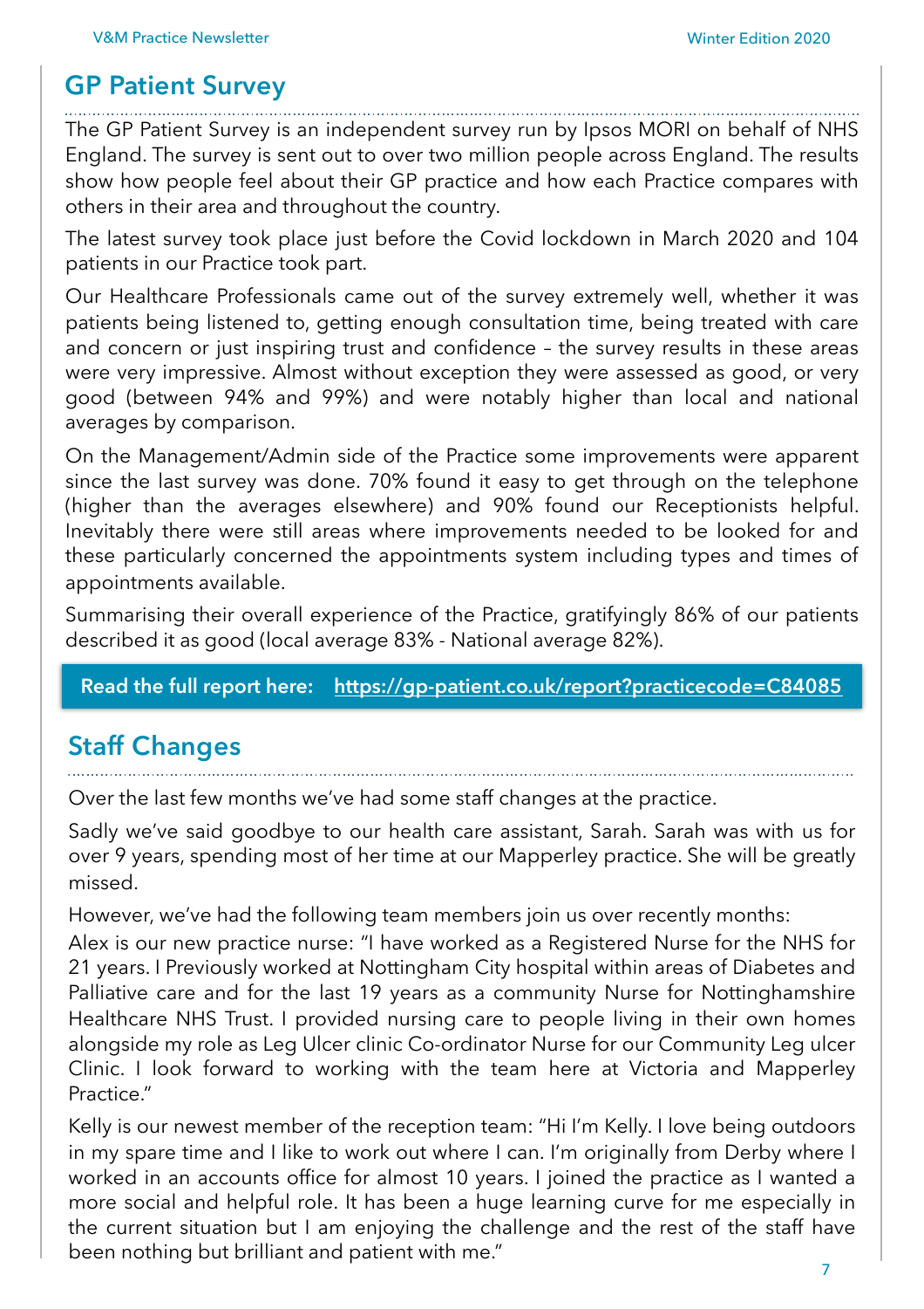## GP Patient Survey

The GP Patient Survey is an independent survey run by Ipsos MORI on behalf of NHS England. The survey is sent out to over two million people across England. The results show how people feel about their GP practice and how each Practice compares with others in their area and throughout the country.

The latest survey took place just before the Covid lockdown in March 2020 and 104 patients in our Practice took part.

Our Healthcare Professionals came out of the survey extremely well, whether it was patients being listened to, getting enough consultation time, being treated with care and concern or just inspiring trust and confidence – the survey results in these areas were very impressive. Almost without exception they were assessed as good, or very good (between 94% and 99%) and were notably higher than local and national averages by comparison.

On the Management/Admin side of the Practice some improvements were apparent since the last survey was done. 70% found it easy to get through on the telephone (higher than the averages elsewhere) and 90% found our Receptionists helpful. Inevitably there were still areas where improvements needed to be looked for and these particularly concerned the appointments system including types and times of appointments available.

Summarising their overall experience of the Practice, gratifyingly 86% of our patients described it as good (local average 83% - National average 82%).

**Read the full report here: https://gp-patient.co.uk/report?practicecode=C84085**

## Staff Changes

Over the last few months we've had some staff changes at the practice.

Sadly we've said goodbye to our health care assistant, Sarah. Sarah was with us for over 9 years, spending most of her time at our Mapperley practice. She will be greatly missed.

However, we've had the following team members join us over recently months:

Alex is our new practice nurse: "I have worked as a Registered Nurse for the NHS for 21 years. I Previously worked at Nottingham City hospital within areas of Diabetes and Palliative care and for the last 19 years as a community Nurse for Nottinghamshire Healthcare NHS Trust. I provided nursing care to people living in their own homes alongside my role as Leg Ulcer clinic Co-ordinator Nurse for our Community Leg ulcer Clinic. I look forward to working with the team here at Victoria and Mapperley Practice."

Kelly is our newest member of the reception team: "Hi I'm Kelly. I love being outdoors in my spare time and I like to work out where I can. I'm originally from Derby where I worked in an accounts office for almost 10 years. I joined the practice as I wanted a more social and helpful role. It has been a huge learning curve for me especially in the current situation but I am enjoying the challenge and the rest of the staff have been nothing but brilliant and patient with me."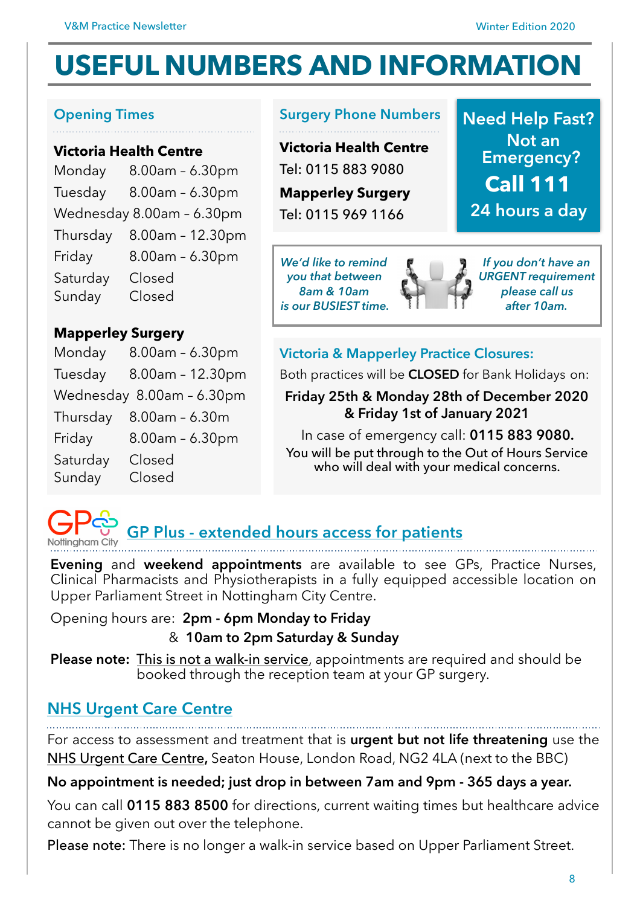# USEFUL NUMBERS AND INFORMATION

## Opening Times

**Victoria Health Centre**

| | |
|---|---|
| Monday | 8.00am – 6.30pm |
| Tuesday | 8.00am – 6.30pm |
| Wednesday | 8.00am – 6.30pm |
| Thursday | 8.00am – 12.30pm |
| Friday | 8.00am – 6.30pm |
| Saturday | Closed |
| Sunday | Closed |

**Mapperley Surgery**

| | |
|---|---|
| Monday | 8.00am – 6.30pm |
| Tuesday | 8.00am – 12.30pm |
| Wednesday | 8.00am – 6.30pm |
| Thursday | 8.00am – 6.30m |
| Friday | 8.00am – 6.30pm |
| Saturday | Closed |
| Sunday | Closed |

## Surgery Phone Numbers

**Victoria Health Centre**
Tel: 0115 883 9080

**Mapperley Surgery**
Tel: 0115 969 1166

**Need Help Fast? Not an Emergency?**
**Call 111**
**24 hours a day**

*We'd like to remind you that between 8am & 10am is our BUSIEST time.*

*If you don't have an URGENT requirement please call us after 10am.*

## Victoria & Mapperley Practice Closures:

Both practices will be **CLOSED** for Bank Holidays on:

**Friday 25th & Monday 28th of December 2020 & Friday 1st of January 2021**

In case of emergency call: **0115 883 9080.**
You will be put through to the Out of Hours Service who will deal with your medical concerns.

## GP Plus - extended hours access for patients

**Evening** and **weekend appointments** are available to see GPs, Practice Nurses, Clinical Pharmacists and Physiotherapists in a fully equipped accessible location on Upper Parliament Street in Nottingham City Centre.

Opening hours are: **2pm - 6pm Monday to Friday**
& **10am to 2pm Saturday & Sunday**

**Please note:** This is not a walk-in service, appointments are required and should be booked through the reception team at your GP surgery.

## NHS Urgent Care Centre

For access to assessment and treatment that is **urgent but not life threatening** use the NHS Urgent Care Centre**,** Seaton House, London Road, NG2 4LA (next to the BBC)

**No appointment is needed; just drop in between 7am and 9pm - 365 days a year.**

You can call **0115 883 8500** for directions, current waiting times but healthcare advice cannot be given out over the telephone.

**Please note:** There is no longer a walk-in service based on Upper Parliament Street.